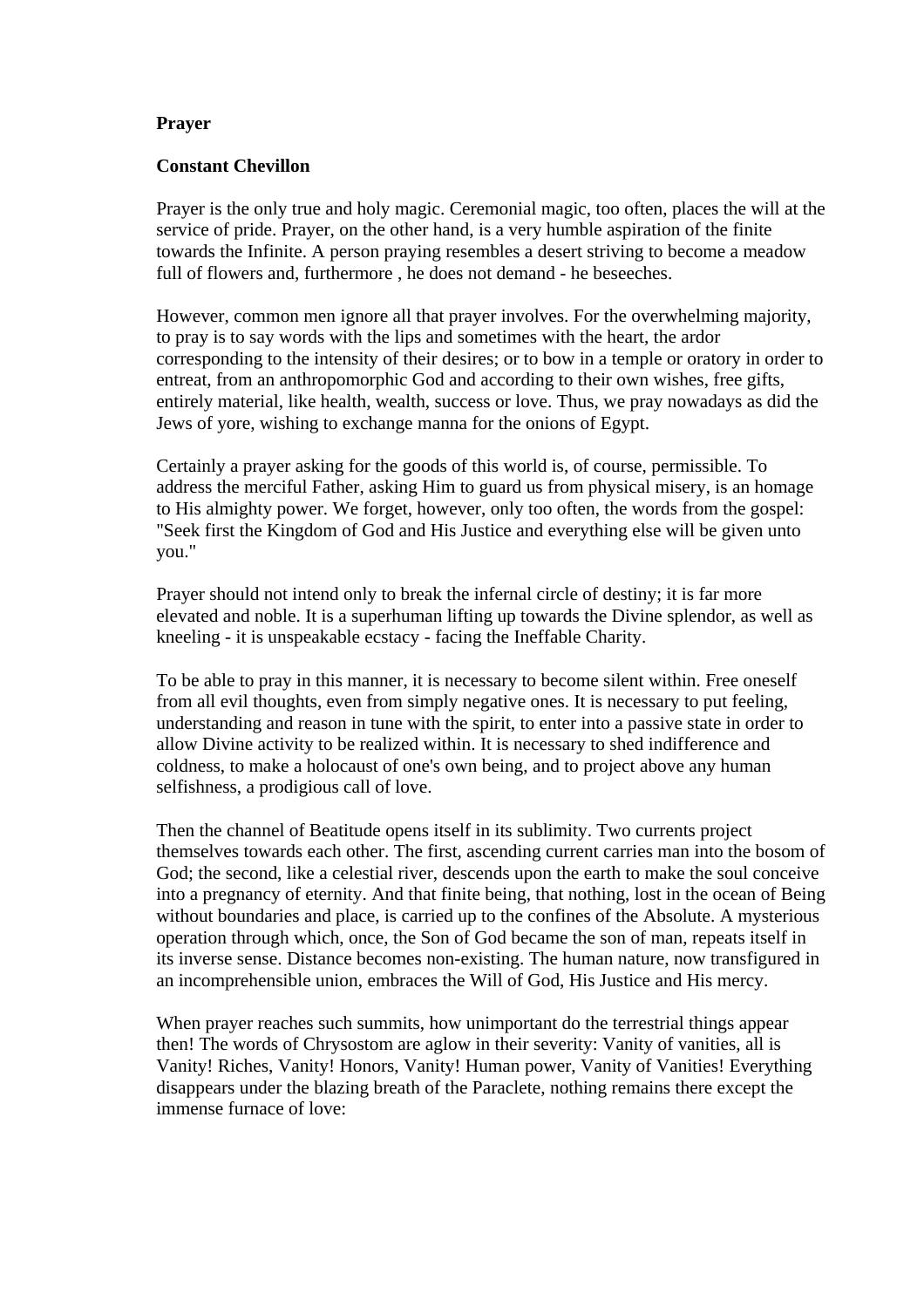**Prayer**

**Constant Chevillon**

Prayer is the only true and holy magic. Ceremonial magic, too often, places the will at the service of pride. Prayer, on the other hand, is a very humble aspiration of the finite towards the Infinite. A person praying resembles a desert striving to become a meadow full of flowers and, furthermore , he does not demand - he beseeches.

However, common men ignore all that prayer involves. For the overwhelming majority, to pray is to say words with the lips and sometimes with the heart, the ardor corresponding to the intensity of their desires; or to bow in a temple or oratory in order to entreat, from an anthropomorphic God and according to their own wishes, free gifts, entirely material, like health, wealth, success or love. Thus, we pray nowadays as did the Jews of yore, wishing to exchange manna for the onions of Egypt.

Certainly a prayer asking for the goods of this world is, of course, permissible. To address the merciful Father, asking Him to guard us from physical misery, is an homage to His almighty power. We forget, however, only too often, the words from the gospel: "Seek first the Kingdom of God and His Justice and everything else will be given unto you."

Prayer should not intend only to break the infernal circle of destiny; it is far more elevated and noble. It is a superhuman lifting up towards the Divine splendor, as well as kneeling - it is unspeakable ecstacy - facing the Ineffable Charity.

To be able to pray in this manner, it is necessary to become silent within. Free oneself from all evil thoughts, even from simply negative ones. It is necessary to put feeling, understanding and reason in tune with the spirit, to enter into a passive state in order to allow Divine activity to be realized within. It is necessary to shed indifference and coldness, to make a holocaust of one's own being, and to project above any human selfishness, a prodigious call of love.

Then the channel of Beatitude opens itself in its sublimity. Two currents project themselves towards each other. The first, ascending current carries man into the bosom of God; the second, like a celestial river, descends upon the earth to make the soul conceive into a pregnancy of eternity. And that finite being, that nothing, lost in the ocean of Being without boundaries and place, is carried up to the confines of the Absolute. A mysterious operation through which, once, the Son of God became the son of man, repeats itself in its inverse sense. Distance becomes non-existing. The human nature, now transfigured in an incomprehensible union, embraces the Will of God, His Justice and His mercy.

When prayer reaches such summits, how unimportant do the terrestrial things appear then! The words of Chrysostom are aglow in their severity: Vanity of vanities, all is Vanity! Riches, Vanity! Honors, Vanity! Human power, Vanity of Vanities! Everything disappears under the blazing breath of the Paraclete, nothing remains there except the immense furnace of love: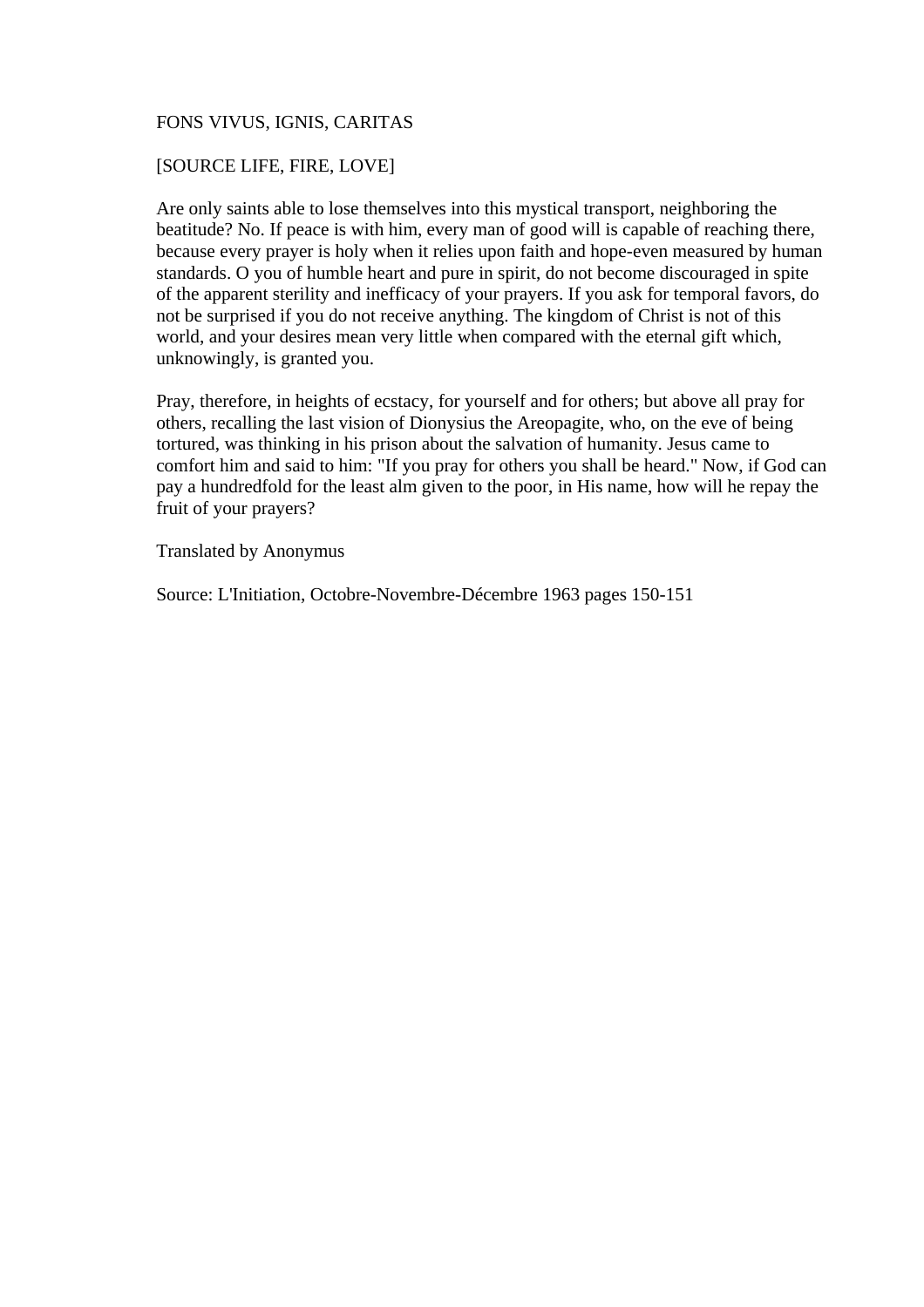FONS VIVUS, IGNIS, CARITAS

[SOURCE LIFE, FIRE, LOVE]

Are only saints able to lose themselves into this mystical transport, neighboring the beatitude? No. If peace is with him, every man of good will is capable of reaching there, because every prayer is holy when it relies upon faith and hope-even measured by human standards. O you of humble heart and pure in spirit, do not become discouraged in spite of the apparent sterility and inefficacy of your prayers. If you ask for temporal favors, do not be surprised if you do not receive anything. The kingdom of Christ is not of this world, and your desires mean very little when compared with the eternal gift which, unknowingly, is granted you.

Pray, therefore, in heights of ecstacy, for yourself and for others; but above all pray for others, recalling the last vision of Dionysius the Areopagite, who, on the eve of being tortured, was thinking in his prison about the salvation of humanity. Jesus came to comfort him and said to him: "If you pray for others you shall be heard." Now, if God can pay a hundredfold for the least alm given to the poor, in His name, how will he repay the fruit of your prayers?

Translated by Anonymus

Source: L'Initiation, Octobre-Novembre-Décembre 1963 pages 150-151